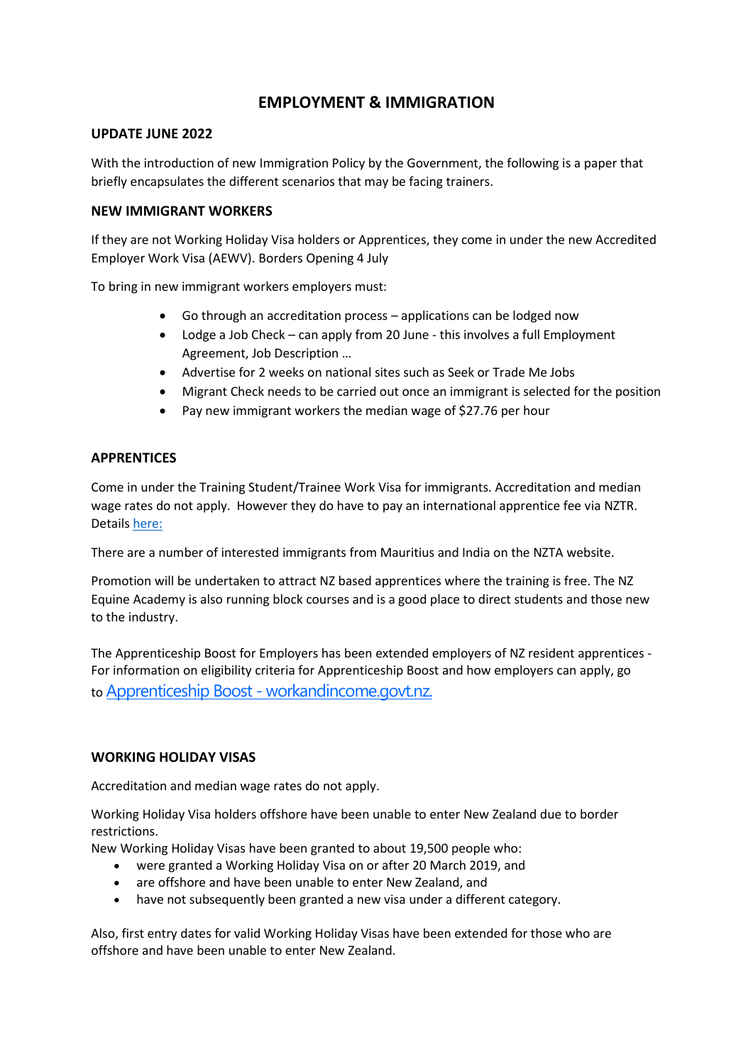# EMPLOYMENT & IMMIGRATION

## UPDATE JUNE 2022

With the introduction of new Immigration Policy by the Government, the following is a paper that briefly encapsulates the different scenarios that may be facing trainers.

## NEW IMMIGRANT WORKERS

If they are not Working Holiday Visa holders or Apprentices, they come in under the new Accredited Employer Work Visa (AEWV). Borders Opening 4 July

To bring in new immigrant workers employers must:

- Go through an accreditation process – applications can be lodged now
- Lodge a Job Check – can apply from 20 June - this involves a full Employment Agreement, Job Description …
- Advertise for 2 weeks on national sites such as Seek or Trade Me Jobs
- Migrant Check needs to be carried out once an immigrant is selected for the position
- Pay new immigrant workers the median wage of $27.76 per hour

## APPRENTICES

Come in under the Training Student/Trainee Work Visa for immigrants. Accreditation and median wage rates do not apply. However they do have to pay an international apprentice fee via NZTR. Details here:

There are a number of interested immigrants from Mauritius and India on the NZTA website.

Promotion will be undertaken to attract NZ based apprentices where the training is free. The NZ Equine Academy is also running block courses and is a good place to direct students and those new to the industry.

The Apprenticeship Boost for Employers has been extended employers of NZ resident apprentices - For information on eligibility criteria for Apprenticeship Boost and how employers can apply, go to Apprenticeship Boost - workandincome.govt.nz.

## WORKING HOLIDAY VISAS

Accreditation and median wage rates do not apply.

Working Holiday Visa holders offshore have been unable to enter New Zealand due to border restrictions.
New Working Holiday Visas have been granted to about 19,500 people who:

- were granted a Working Holiday Visa on or after 20 March 2019, and
- are offshore and have been unable to enter New Zealand, and
- have not subsequently been granted a new visa under a different category.

Also, first entry dates for valid Working Holiday Visas have been extended for those who are offshore and have been unable to enter New Zealand.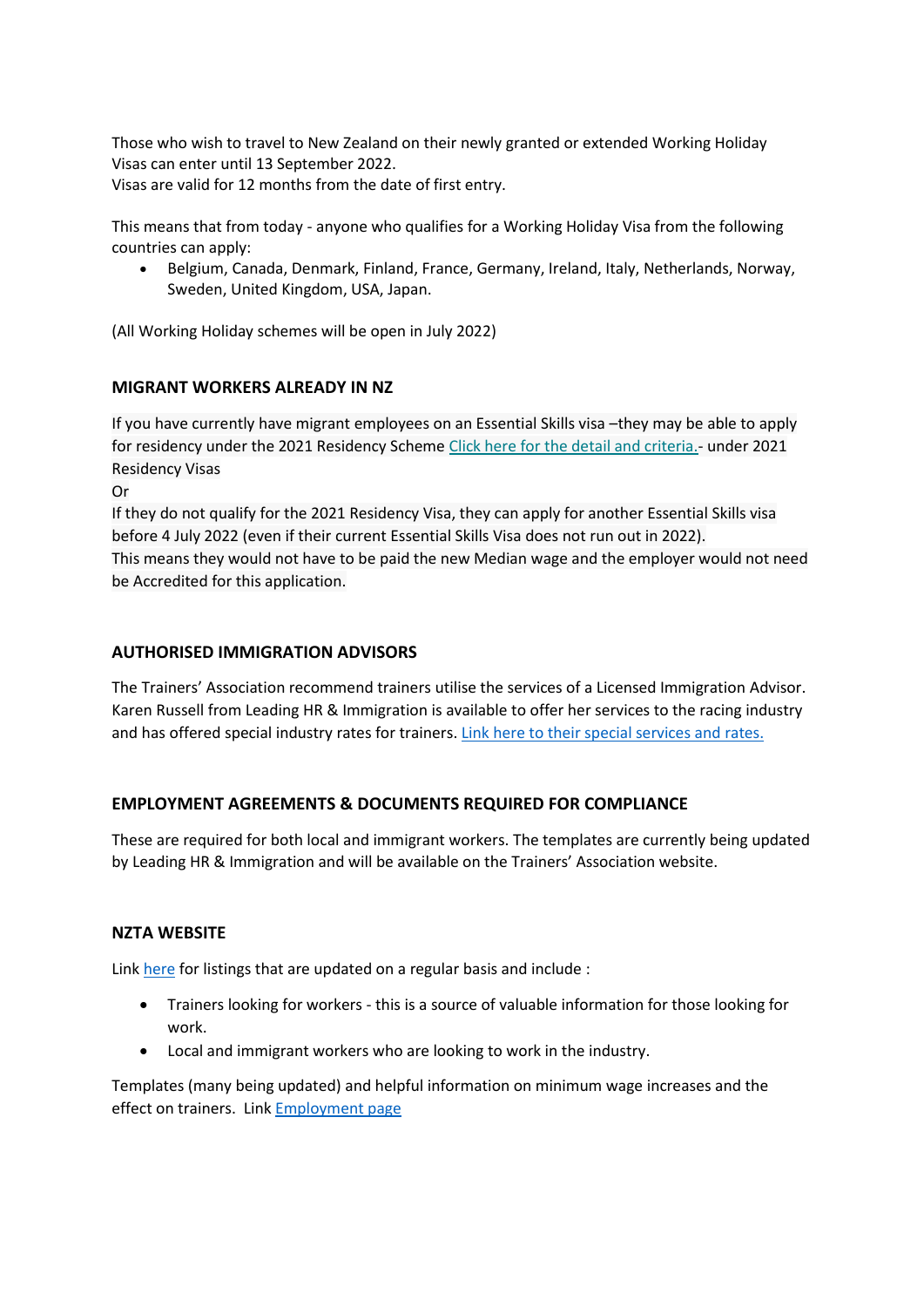Those who wish to travel to New Zealand on their newly granted or extended Working Holiday Visas can enter until 13 September 2022.
Visas are valid for 12 months from the date of first entry.

This means that from today - anyone who qualifies for a Working Holiday Visa from the following countries can apply:

- Belgium, Canada, Denmark, Finland, France, Germany, Ireland, Italy, Netherlands, Norway, Sweden, United Kingdom, USA, Japan.

(All Working Holiday schemes will be open in July 2022)

**MIGRANT WORKERS ALREADY IN NZ**

If you have currently have migrant employees on an Essential Skills visa –they may be able to apply for residency under the 2021 Residency Scheme [Click here for the detail and criteria.](#)- under 2021 Residency Visas
Or
If they do not qualify for the 2021 Residency Visa, they can apply for another Essential Skills visa before 4 July 2022 (even if their current Essential Skills Visa does not run out in 2022).
This means they would not have to be paid the new Median wage and the employer would not need be Accredited for this application.

**AUTHORISED IMMIGRATION ADVISORS**

The Trainers' Association recommend trainers utilise the services of a Licensed Immigration Advisor. Karen Russell from Leading HR & Immigration is available to offer her services to the racing industry and has offered special industry rates for trainers. [Link here to their special services and rates.](#)

**EMPLOYMENT AGREEMENTS & DOCUMENTS REQUIRED FOR COMPLIANCE**

These are required for both local and immigrant workers. The templates are currently being updated by Leading HR & Immigration and will be available on the Trainers' Association website.

**NZTA WEBSITE**

Link [here](#) for listings that are updated on a regular basis and include :

- Trainers looking for workers - this is a source of valuable information for those looking for work.
- Local and immigrant workers who are looking to work in the industry.

Templates (many being updated) and helpful information on minimum wage increases and the effect on trainers. Link [Employment page](#)